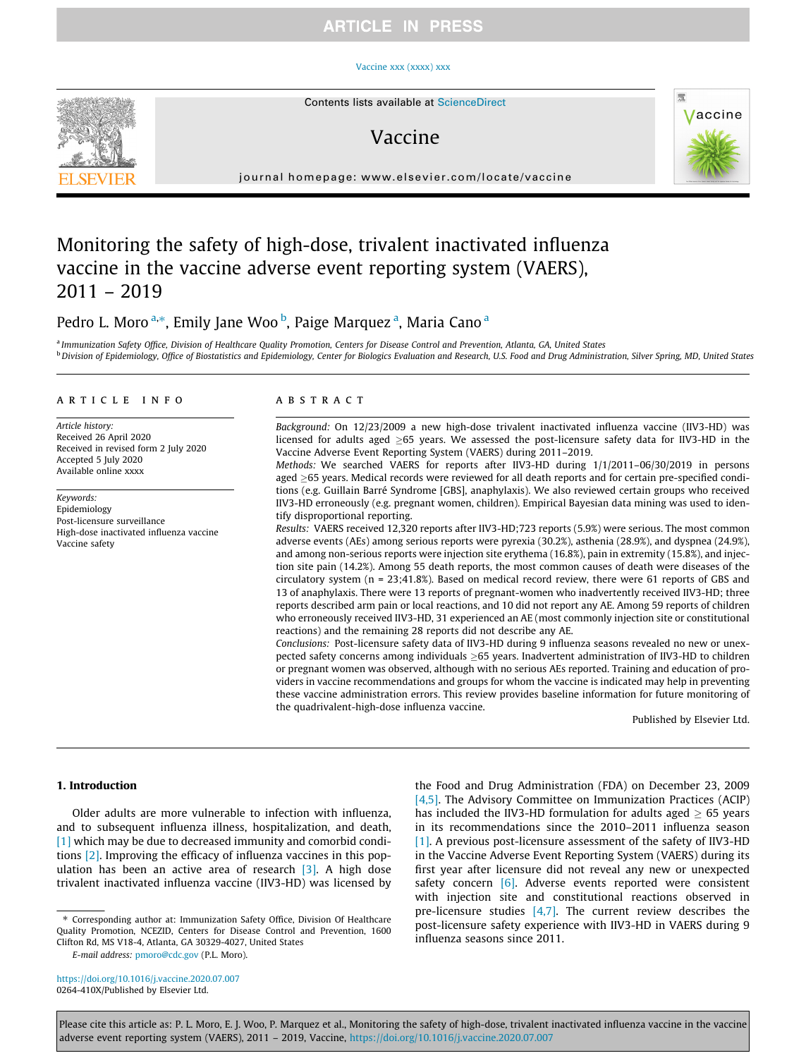# Monitoring the safety of high-dose, trivalent inactivated influenza vaccine in the vaccine adverse event reporting system (VAERS), 2011 – 2019

Pedro L. Moro [a,*], Emily Jane Woo [b], Paige Marquez [a], Maria Cano [a]

[a] Immunization Safety Office, Division of Healthcare Quality Promotion, Centers for Disease Control and Prevention, Atlanta, GA, United States

[b] Division of Epidemiology, Office of Biostatistics and Epidemiology, Center for Biologics Evaluation and Research, U.S. Food and Drug Administration, Silver Spring, MD, United States

**ARTICLE INFO**

*Article history:*
Received 26 April 2020
Received in revised form 2 July 2020
Accepted 5 July 2020
Available online xxxx

*Keywords:*
Epidemiology
Post-licensure surveillance
High-dose inactivated influenza vaccine
Vaccine safety

**ABSTRACT**

*Background:* On 12/23/2009 a new high-dose trivalent inactivated influenza vaccine (IIV3-HD) was licensed for adults aged ≥65 years. We assessed the post-licensure safety data for IIV3-HD in the Vaccine Adverse Event Reporting System (VAERS) during 2011–2019.

*Methods:* We searched VAERS for reports after IIV3-HD during 1/1/2011–06/30/2019 in persons aged ≥65 years. Medical records were reviewed for all death reports and for certain pre-specified conditions (e.g. Guillain Barré Syndrome [GBS], anaphylaxis). We also reviewed certain groups who received IIV3-HD erroneously (e.g. pregnant women, children). Empirical Bayesian data mining was used to identify disproportional reporting.

*Results:* VAERS received 12,320 reports after IIV3-HD;723 reports (5.9%) were serious. The most common adverse events (AEs) among serious reports were pyrexia (30.2%), asthenia (28.9%), and dyspnea (24.9%), and among non-serious reports were injection site erythema (16.8%), pain in extremity (15.8%), and injection site pain (14.2%). Among 55 death reports, the most common causes of death were diseases of the circulatory system (n = 23;41.8%). Based on medical record review, there were 61 reports of GBS and 13 of anaphylaxis. There were 13 reports of pregnant-women who inadvertently received IIV3-HD; three reports described arm pain or local reactions, and 10 did not report any AE. Among 59 reports of children who erroneously received IIV3-HD, 31 experienced an AE (most commonly injection site or constitutional reactions) and the remaining 28 reports did not describe any AE.

*Conclusions:* Post-licensure safety data of IIV3-HD during 9 influenza seasons revealed no new or unexpected safety concerns among individuals ≥65 years. Inadvertent administration of IIV3-HD to children or pregnant women was observed, although with no serious AEs reported. Training and education of providers in vaccine recommendations and groups for whom the vaccine is indicated may help in preventing these vaccine administration errors. This review provides baseline information for future monitoring of the quadrivalent-high-dose influenza vaccine.

Published by Elsevier Ltd.

## 1. Introduction

Older adults are more vulnerable to infection with influenza, and to subsequent influenza illness, hospitalization, and death, [1] which may be due to decreased immunity and comorbid conditions [2]. Improving the efficacy of influenza vaccines in this population has been an active area of research [3]. A high dose trivalent inactivated influenza vaccine (IIV3-HD) was licensed by the Food and Drug Administration (FDA) on December 23, 2009 [4,5]. The Advisory Committee on Immunization Practices (ACIP) has included the IIV3-HD formulation for adults aged ≥ 65 years in its recommendations since the 2010–2011 influenza season [1]. A previous post-licensure assessment of the safety of IIV3-HD in the Vaccine Adverse Event Reporting System (VAERS) during its first year after licensure did not reveal any new or unexpected safety concern [6]. Adverse events reported were consistent with injection site and constitutional reactions observed in pre-licensure studies [4,7]. The current review describes the post-licensure safety experience with IIV3-HD in VAERS during 9 influenza seasons since 2011.

* Corresponding author at: Immunization Safety Office, Division Of Healthcare Quality Promotion, NCEZID, Centers for Disease Control and Prevention, 1600 Clifton Rd, MS V18-4, Atlanta, GA 30329-4027, United States

*E-mail address:* pmoro@cdc.gov (P.L. Moro).

https://doi.org/10.1016/j.vaccine.2020.07.007
0264-410X/Published by Elsevier Ltd.

Please cite this article as: P. L. Moro, E. J. Woo, P. Marquez et al., Monitoring the safety of high-dose, trivalent inactivated influenza vaccine in the vaccine adverse event reporting system (VAERS), 2011 – 2019, Vaccine, https://doi.org/10.1016/j.vaccine.2020.07.007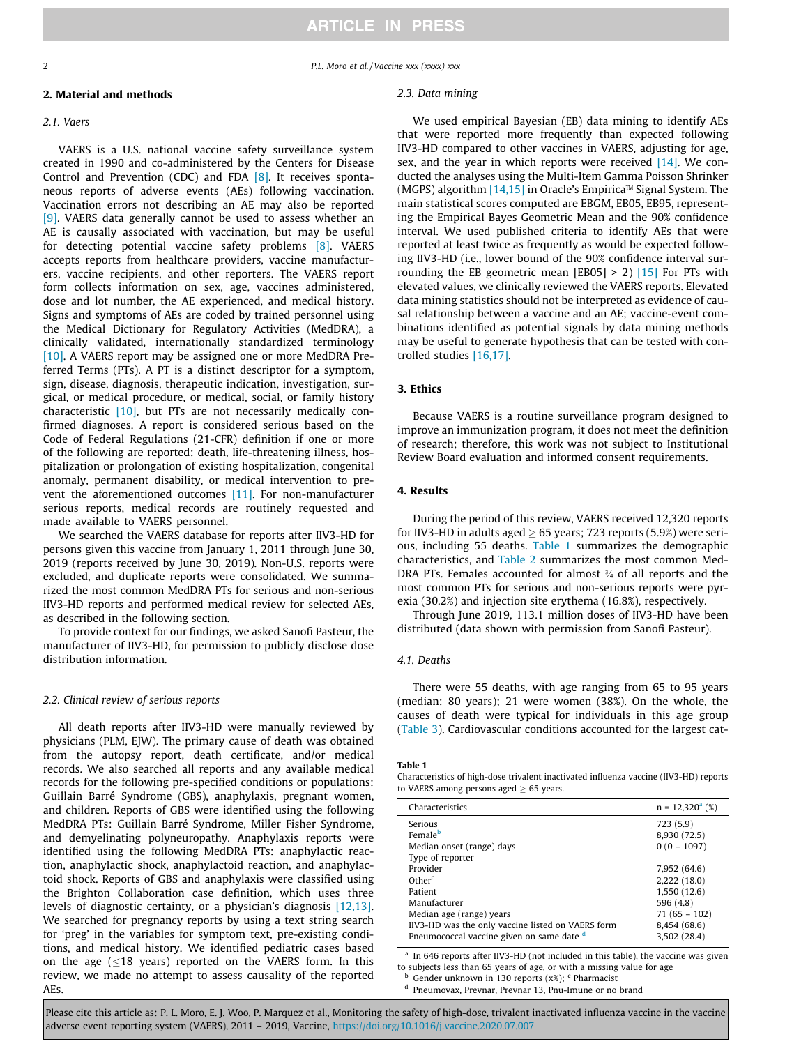## 2. Material and methods

### 2.1. Vaers

VAERS is a U.S. national vaccine safety surveillance system created in 1990 and co-administered by the Centers for Disease Control and Prevention (CDC) and FDA [8]. It receives spontaneous reports of adverse events (AEs) following vaccination. Vaccination errors not describing an AE may also be reported [9]. VAERS data generally cannot be used to assess whether an AE is causally associated with vaccination, but may be useful for detecting potential vaccine safety problems [8]. VAERS accepts reports from healthcare providers, vaccine manufacturers, vaccine recipients, and other reporters. The VAERS report form collects information on sex, age, vaccines administered, dose and lot number, the AE experienced, and medical history. Signs and symptoms of AEs are coded by trained personnel using the Medical Dictionary for Regulatory Activities (MedDRA), a clinically validated, internationally standardized terminology [10]. A VAERS report may be assigned one or more MedDRA Preferred Terms (PTs). A PT is a distinct descriptor for a symptom, sign, disease, diagnosis, therapeutic indication, investigation, surgical, or medical procedure, or medical, social, or family history characteristic [10], but PTs are not necessarily medically confirmed diagnoses. A report is considered serious based on the Code of Federal Regulations (21-CFR) definition if one or more of the following are reported: death, life-threatening illness, hospitalization or prolongation of existing hospitalization, congenital anomaly, permanent disability, or medical intervention to prevent the aforementioned outcomes [11]. For non-manufacturer serious reports, medical records are routinely requested and made available to VAERS personnel.

We searched the VAERS database for reports after IIV3-HD for persons given this vaccine from January 1, 2011 through June 30, 2019 (reports received by June 30, 2019). Non-U.S. reports were excluded, and duplicate reports were consolidated. We summarized the most common MedDRA PTs for serious and non-serious IIV3-HD reports and performed medical review for selected AEs, as described in the following section.

To provide context for our findings, we asked Sanofi Pasteur, the manufacturer of IIV3-HD, for permission to publicly disclose dose distribution information.

### 2.2. Clinical review of serious reports

All death reports after IIV3-HD were manually reviewed by physicians (PLM, EJW). The primary cause of death was obtained from the autopsy report, death certificate, and/or medical records. We also searched all reports and any available medical records for the following pre-specified conditions or populations: Guillain Barré Syndrome (GBS), anaphylaxis, pregnant women, and children. Reports of GBS were identified using the following MedDRA PTs: Guillain Barré Syndrome, Miller Fisher Syndrome, and demyelinating polyneuropathy. Anaphylaxis reports were identified using the following MedDRA PTs: anaphylactic reaction, anaphylactic shock, anaphylactoid reaction, and anaphylactoid shock. Reports of GBS and anaphylaxis were classified using the Brighton Collaboration case definition, which uses three levels of diagnostic certainty, or a physician's diagnosis [12,13]. We searched for pregnancy reports by using a text string search for 'preg' in the variables for symptom text, pre-existing conditions, and medical history. We identified pediatric cases based on the age ($\leq$18 years) reported on the VAERS form. In this review, we made no attempt to assess causality of the reported AEs.

### 2.3. Data mining

We used empirical Bayesian (EB) data mining to identify AEs that were reported more frequently than expected following IIV3-HD compared to other vaccines in VAERS, adjusting for age, sex, and the year in which reports were received [14]. We conducted the analyses using the Multi-Item Gamma Poisson Shrinker (MGPS) algorithm [14,15] in Oracle's Empirica™ Signal System. The main statistical scores computed are EBGM, EB05, EB95, representing the Empirical Bayes Geometric Mean and the 90% confidence interval. We used published criteria to identify AEs that were reported at least twice as frequently as would be expected following IIV3-HD (i.e., lower bound of the 90% confidence interval surrounding the EB geometric mean [EB05] > 2) [15] For PTs with elevated values, we clinically reviewed the VAERS reports. Elevated data mining statistics should not be interpreted as evidence of causal relationship between a vaccine and an AE; vaccine-event combinations identified as potential signals by data mining methods may be useful to generate hypothesis that can be tested with controlled studies [16,17].

## 3. Ethics

Because VAERS is a routine surveillance program designed to improve an immunization program, it does not meet the definition of research; therefore, this work was not subject to Institutional Review Board evaluation and informed consent requirements.

## 4. Results

During the period of this review, VAERS received 12,320 reports for IIV3-HD in adults aged $\geq$ 65 years; 723 reports (5.9%) were serious, including 55 deaths. Table 1 summarizes the demographic characteristics, and Table 2 summarizes the most common MedDRA PTs. Females accounted for almost ¾ of all reports and the most common PTs for serious and non-serious reports were pyrexia (30.2%) and injection site erythema (16.8%), respectively.

Through June 2019, 113.1 million doses of IIV3-HD have been distributed (data shown with permission from Sanofi Pasteur).

### 4.1. Deaths

There were 55 deaths, with age ranging from 65 to 95 years (median: 80 years); 21 were women (38%). On the whole, the causes of death were typical for individuals in this age group (Table 3). Cardiovascular conditions accounted for the largest cat-

**Table 1**
Characteristics of high-dose trivalent inactivated influenza vaccine (IIV3-HD) reports to VAERS among persons aged $\geq$ 65 years.

| Characteristics | n = 12,320[a] (%) |
|---|---|
| Serious | 723 (5.9) |
| Female[b] | 8,930 (72.5) |
| Median onset (range) days | 0 (0 – 1097) |
| Type of reporter | |
| Provider | 7,952 (64.6) |
| Other[c] | 2,222 (18.0) |
| Patient | 1,550 (12.6) |
| Manufacturer | 596 (4.8) |
| Median age (range) years | 71 (65 – 102) |
| IIV3-HD was the only vaccine listed on VAERS form | 8,454 (68.6) |
| Pneumococcal vaccine given on same date [d] | 3,502 (28.4) |

[a] In 646 reports after IIV3-HD (not included in this table), the vaccine was given to subjects less than 65 years of age, or with a missing value for age
[b] Gender unknown in 130 reports (x%); [c] Pharmacist
[d] Pneumovax, Prevnar, Prevnar 13, Pnu-Imune or no brand

Please cite this article as: P. L. Moro, E. J. Woo, P. Marquez et al., Monitoring the safety of high-dose, trivalent inactivated influenza vaccine in the vaccine adverse event reporting system (VAERS), 2011 – 2019, Vaccine, https://doi.org/10.1016/j.vaccine.2020.07.007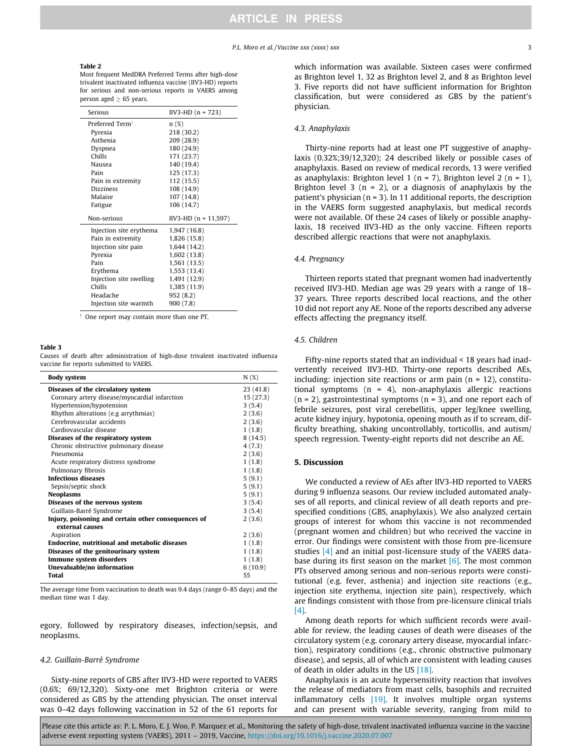**Table 2**
Most frequent MedDRA Preferred Terms after high-dose trivalent inactivated influenza vaccine (IIV3-HD) reports for serious and non-serious reports in VAERS among person aged ≥ 65 years.

| Serious | IIV3-HD (n = 723) |
|---|---|
| Preferred Term[†] | n (%) |
| Pyrexia | 218 (30.2) |
| Asthenia | 209 (28.9) |
| Dyspnea | 180 (24.9) |
| Chills | 171 (23.7) |
| Nausea | 140 (19.4) |
| Pain | 125 (17.3) |
| Pain in extremity | 112 (15.5) |
| Dizziness | 108 (14.9) |
| Malaise | 107 (14.8) |
| Fatigue | 106 (14.7) |
| **Non-serious** | **IIV3-HD (n = 11,597)** |
| Injection site erythema | 1,947 (16.8) |
| Pain in extremity | 1,826 (15.8) |
| Injection site pain | 1,644 (14.2) |
| Pyrexia | 1,602 (13.8) |
| Pain | 1,561 (13.5) |
| Erythema | 1,553 (13.4) |
| Injection site swelling | 1,491 (12.9) |
| Chills | 1,385 (11.9) |
| Headache | 952 (8.2) |
| Injection site warmth | 900 (7.8) |

[†] One report may contain more than one PT.

**Table 3**
Causes of death after administration of high-dose trivalent inactivated influenza vaccine for reports submitted to VAERS.

| Body system | N (%) |
|---|---|
| **Diseases of the circulatory system** | 23 (41.8) |
| Coronary artery disease/myocardial infarction | 15 (27.3) |
| Hypertension/hypotension | 3 (5.4) |
| Rhythm alterations (e.g arrythmias) | 2 (3.6) |
| Cerebrovascular accidents | 2 (3.6) |
| Cardiovascular disease | 1 (1.8) |
| **Diseases of the respiratory system** | 8 (14.5) |
| Chronic obstructive pulmonary disease | 4 (7.3) |
| Pneumonia | 2 (3.6) |
| Acute respiratory distress syndrome | 1 (1.8) |
| Pulmonary fibrosis | 1 (1.8) |
| **Infectious diseases** | 5 (9.1) |
| Sepsis/septic shock | 5 (9.1) |
| **Neoplasms** | 5 (9.1) |
| **Diseases of the nervous system** | 3 (5.4) |
| Guillain-Barré Syndrome | 3 (5.4) |
| **Injury, poisoning and certain other consequences of external causes** | 2 (3.6) |
| Aspiration | 2 (3.6) |
| **Endocrine, nutritional and metabolic diseases** | 1 (1.8) |
| **Diseases of the genitourinary system** | 1 (1.8) |
| **Immune system disorders** | 1 (1.8) |
| **Unevaluable/no information** | 6 (10.9) |
| **Total** | 55 |

The average time from vaccination to death was 9.4 days (range 0–85 days) and the median time was 1 day.

egory, followed by respiratory diseases, infection/sepsis, and neoplasms.

### 4.2. Guillain-Barré Syndrome

Sixty-nine reports of GBS after IIV3-HD were reported to VAERS (0.6%; 69/12,320). Sixty-one met Brighton criteria or were considered as GBS by the attending physician. The onset interval was 0–42 days following vaccination in 52 of the 61 reports for which information was available. Sixteen cases were confirmed as Brighton level 1, 32 as Brighton level 2, and 8 as Brighton level 3. Five reports did not have sufficient information for Brighton classification, but were considered as GBS by the patient's physician.

### 4.3. Anaphylaxis

Thirty-nine reports had at least one PT suggestive of anaphylaxis (0.32%;39/12,320); 24 described likely or possible cases of anaphylaxis. Based on review of medical records, 13 were verified as anaphylaxis: Brighton level 1 (n = 7), Brighton level 2 (n = 1), Brighton level 3 (n = 2), or a diagnosis of anaphylaxis by the patient's physician (n = 3). In 11 additional reports, the description in the VAERS form suggested anaphylaxis, but medical records were not available. Of these 24 cases of likely or possible anaphylaxis, 18 received IIV3-HD as the only vaccine. Fifteen reports described allergic reactions that were not anaphylaxis.

### 4.4. Pregnancy

Thirteen reports stated that pregnant women had inadvertently received IIV3-HD. Median age was 29 years with a range of 18–37 years. Three reports described local reactions, and the other 10 did not report any AE. None of the reports described any adverse effects affecting the pregnancy itself.

### 4.5. Children

Fifty-nine reports stated that an individual < 18 years had inadvertently received IIV3-HD. Thirty-one reports described AEs, including: injection site reactions or arm pain (n = 12), constitutional symptoms (n = 4), non-anaphylaxis allergic reactions (n = 2), gastrointestinal symptoms (n = 3), and one report each of febrile seizures, post viral cerebellitis, upper leg/knee swelling, acute kidney injury, hypotonia, opening mouth as if to scream, difficulty breathing, shaking uncontrollably, torticollis, and autism/speech regression. Twenty-eight reports did not describe an AE.

## 5. Discussion

We conducted a review of AEs after IIV3-HD reported to VAERS during 9 influenza seasons. Our review included automated analyses of all reports, and clinical review of all death reports and prespecified conditions (GBS, anaphylaxis). We also analyzed certain groups of interest for whom this vaccine is not recommended (pregnant women and children) but who received the vaccine in error. Our findings were consistent with those from pre-licensure studies [4] and an initial post-licensure study of the VAERS database during its first season on the market [6]. The most common PTs observed among serious and non-serious reports were constitutional (e.g. fever, asthenia) and injection site reactions (e.g., injection site erythema, injection site pain), respectively, which are findings consistent with those from pre-licensure clinical trials [4].

Among death reports for which sufficient records were available for review, the leading causes of death were diseases of the circulatory system (e.g. coronary artery disease, myocardial infarction), respiratory conditions (e.g., chronic obstructive pulmonary disease), and sepsis, all of which are consistent with leading causes of death in older adults in the US [18].

Anaphylaxis is an acute hypersensitivity reaction that involves the release of mediators from mast cells, basophils and recruited inflammatory cells [19]. It involves multiple organ systems and can present with variable severity, ranging from mild to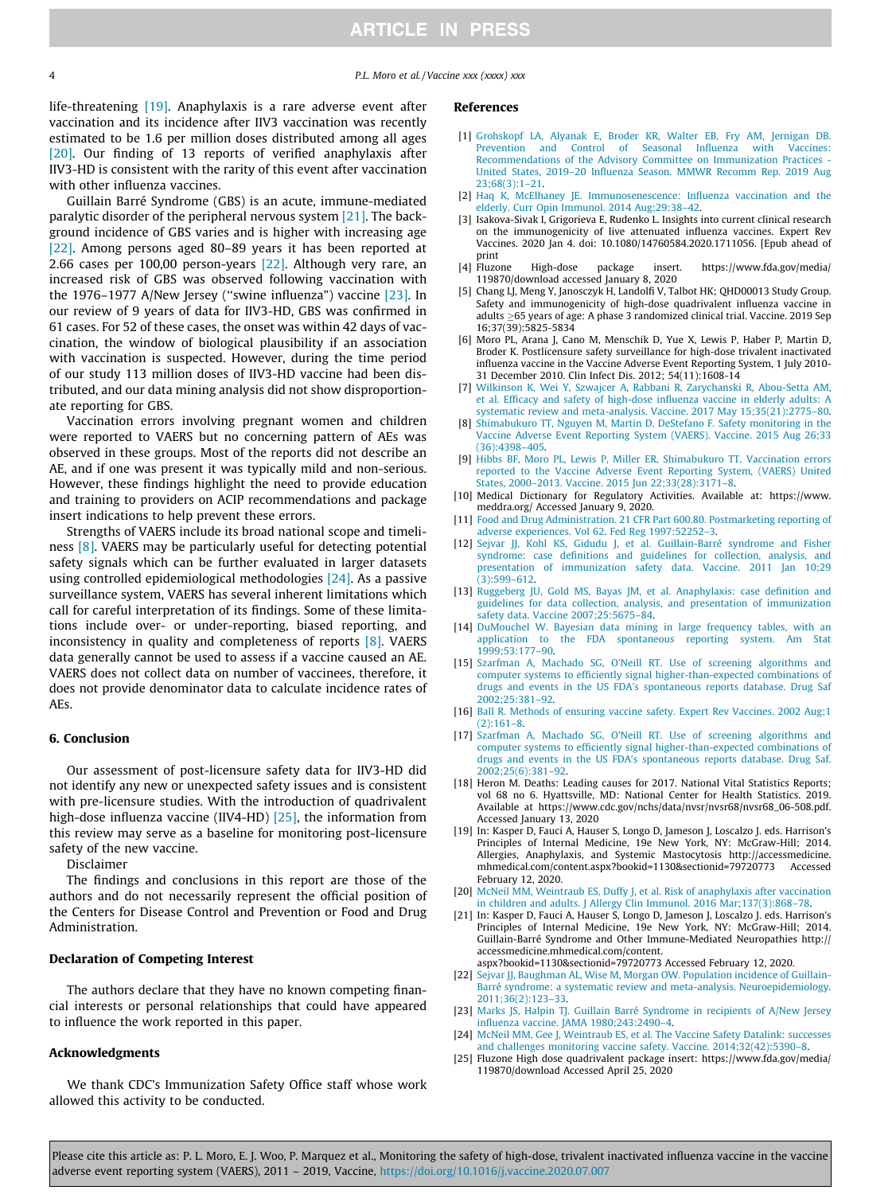life-threatening [19]. Anaphylaxis is a rare adverse event after vaccination and its incidence after IIV3 vaccination was recently estimated to be 1.6 per million doses distributed among all ages [20]. Our finding of 13 reports of verified anaphylaxis after IIV3-HD is consistent with the rarity of this event after vaccination with other influenza vaccines.

Guillain Barré Syndrome (GBS) is an acute, immune-mediated paralytic disorder of the peripheral nervous system [21]. The background incidence of GBS varies and is higher with increasing age [22]. Among persons aged 80–89 years it has been reported at 2.66 cases per 100,00 person-years [22]. Although very rare, an increased risk of GBS was observed following vaccination with the 1976–1977 A/New Jersey ("swine influenza") vaccine [23]. In our review of 9 years of data for IIV3-HD, GBS was confirmed in 61 cases. For 52 of these cases, the onset was within 42 days of vaccination, the window of biological plausibility if an association with vaccination is suspected. However, during the time period of our study 113 million doses of IIV3-HD vaccine had been distributed, and our data mining analysis did not show disproportionate reporting for GBS.

Vaccination errors involving pregnant women and children were reported to VAERS but no concerning pattern of AEs was observed in these groups. Most of the reports did not describe an AE, and if one was present it was typically mild and non-serious. However, these findings highlight the need to provide education and training to providers on ACIP recommendations and package insert indications to help prevent these errors.

Strengths of VAERS include its broad national scope and timeliness [8]. VAERS may be particularly useful for detecting potential safety signals which can be further evaluated in larger datasets using controlled epidemiological methodologies [24]. As a passive surveillance system, VAERS has several inherent limitations which call for careful interpretation of its findings. Some of these limitations include over- or under-reporting, biased reporting, and inconsistency in quality and completeness of reports [8]. VAERS data generally cannot be used to assess if a vaccine caused an AE. VAERS does not collect data on number of vaccinees, therefore, it does not provide denominator data to calculate incidence rates of AEs.

## 6. Conclusion

Our assessment of post-licensure safety data for IIV3-HD did not identify any new or unexpected safety issues and is consistent with pre-licensure studies. With the introduction of quadrivalent high-dose influenza vaccine (IIV4-HD) [25], the information from this review may serve as a baseline for monitoring post-licensure safety of the new vaccine.

Disclaimer

The findings and conclusions in this report are those of the authors and do not necessarily represent the official position of the Centers for Disease Control and Prevention or Food and Drug Administration.

## Declaration of Competing Interest

The authors declare that they have no known competing financial interests or personal relationships that could have appeared to influence the work reported in this paper.

## Acknowledgments

We thank CDC's Immunization Safety Office staff whose work allowed this activity to be conducted.

## References

[1] Grohskopf LA, Alyanak E, Broder KR, Walter EB, Fry AM, Jernigan DB. Prevention and Control of Seasonal Influenza with Vaccines: Recommendations of the Advisory Committee on Immunization Practices - United States, 2019–20 Influenza Season. MMWR Recomm Rep. 2019 Aug 23;68(3):1–21.

[2] Haq K, McElhaney JE. Immunosenescence: Influenza vaccination and the elderly. Curr Opin Immunol. 2014 Aug;29:38–42.

[3] Isakova-Sivak I, Grigorieva E, Rudenko L. Insights into current clinical research on the immunogenicity of live attenuated influenza vaccines. Expert Rev Vaccines. 2020 Jan 4. doi: 10.1080/14760584.2020.1711056. [Epub ahead of print

[4] Fluzone High-dose package insert. https://www.fda.gov/media/119870/download accessed January 8, 2020

[5] Chang LJ, Meng Y, Janosczyk H, Landolfi V, Talbot HK; QHD00013 Study Group. Safety and immunogenicity of high-dose quadrivalent influenza vaccine in adults ≥65 years of age: A phase 3 randomized clinical trial. Vaccine. 2019 Sep 16;37(39):5825-5834

[6] Moro PL, Arana J, Cano M, Menschik D, Yue X, Lewis P, Haber P, Martin D, Broder K. Postlicensure safety surveillance for high-dose trivalent inactivated influenza vaccine in the Vaccine Adverse Event Reporting System, 1 July 2010-31 December 2010. Clin Infect Dis. 2012; 54(11):1608-14

[7] Wilkinson K, Wei Y, Szwajcer A, Rabbani R, Zarychanski R, Abou-Setta AM, et al. Efficacy and safety of high-dose influenza vaccine in elderly adults: A systematic review and meta-analysis. Vaccine. 2017 May 15;35(21):2775–80.

[8] Shimabukuro TT, Nguyen M, Martin D, DeStefano F. Safety monitoring in the Vaccine Adverse Event Reporting System (VAERS). Vaccine. 2015 Aug 26;33 (36):4398–405.

[9] Hibbs BF, Moro PL, Lewis P, Miller ER, Shimabukuro TT. Vaccination errors reported to the Vaccine Adverse Event Reporting System, (VAERS) United States, 2000–2013. Vaccine. 2015 Jun 22;33(28):3171–8.

[10] Medical Dictionary for Regulatory Activities. Available at: https://www.meddra.org/ Accessed January 9, 2020.

[11] Food and Drug Administration. 21 CFR Part 600.80. Postmarketing reporting of adverse experiences. Vol 62. Fed Reg 1997:52252–3.

[12] Sejvar JJ, Kohl KS, Gidudu J, et al. Guillain-Barré syndrome and Fisher syndrome: case definitions and guidelines for collection, analysis, and presentation of immunization safety data. Vaccine. 2011 Jan 10;29 (3):599–612.

[13] Ruggeberg JU, Gold MS, Bayas JM, et al. Anaphylaxis: case definition and guidelines for data collection, analysis, and presentation of immunization safety data. Vaccine 2007;25:5675–84.

[14] DuMouchel W. Bayesian data mining in large frequency tables, with an application to the FDA spontaneous reporting system. Am Stat 1999;53:177–90.

[15] Szarfman A, Machado SG, O'Neill RT. Use of screening algorithms and computer systems to efficiently signal higher-than-expected combinations of drugs and events in the US FDA's spontaneous reports database. Drug Saf 2002;25:381–92.

[16] Ball R. Methods of ensuring vaccine safety. Expert Rev Vaccines. 2002 Aug;1 (2):161–8.

[17] Szarfman A, Machado SG, O'Neill RT. Use of screening algorithms and computer systems to efficiently signal higher-than-expected combinations of drugs and events in the US FDA's spontaneous reports database. Drug Saf. 2002;25(6):381–92.

[18] Heron M. Deaths: Leading causes for 2017. National Vital Statistics Reports; vol 68 no 6. Hyattsville, MD: National Center for Health Statistics. 2019. Available at https://www.cdc.gov/nchs/data/nvsr/nvsr68/nvsr68_06-508.pdf. Accessed January 13, 2020

[19] In: Kasper D, Fauci A, Hauser S, Longo D, Jameson J, Loscalzo J. eds. Harrison's Principles of Internal Medicine, 19e New York, NY: McGraw-Hill; 2014. Allergies, Anaphylaxis, and Systemic Mastocytosis http://accessmedicine.mhmedical.com/content.aspx?bookid=1130&sectionid=79720773 Accessed February 12, 2020.

[20] McNeil MM, Weintraub ES, Duffy J, et al. Risk of anaphylaxis after vaccination in children and adults. J Allergy Clin Immunol. 2016 Mar;137(3):868–78.

[21] In: Kasper D, Fauci A, Hauser S, Longo D, Jameson J, Loscalzo J. eds. Harrison's Principles of Internal Medicine, 19e New York, NY: McGraw-Hill; 2014. Guillain-Barré Syndrome and Other Immune-Mediated Neuropathies http://accessmedicine.mhmedical.com/content.aspx?bookid=1130&sectionid=79720773 Accessed February 12, 2020.

[22] Sejvar JJ, Baughman AL, Wise M, Morgan OW. Population incidence of Guillain-Barré syndrome: a systematic review and meta-analysis. Neuroepidemiology. 2011;36(2):123–33.

[23] Marks JS, Halpin TJ. Guillain Barré Syndrome in recipients of A/New Jersey influenza vaccine. JAMA 1980;243:2490–4.

[24] McNeil MM, Gee J, Weintraub ES, et al. The Vaccine Safety Datalink: successes and challenges monitoring vaccine safety. Vaccine. 2014;32(42):5390–8.

[25] Fluzone High dose quadrivalent package insert: https://www.fda.gov/media/119870/download Accessed April 25, 2020